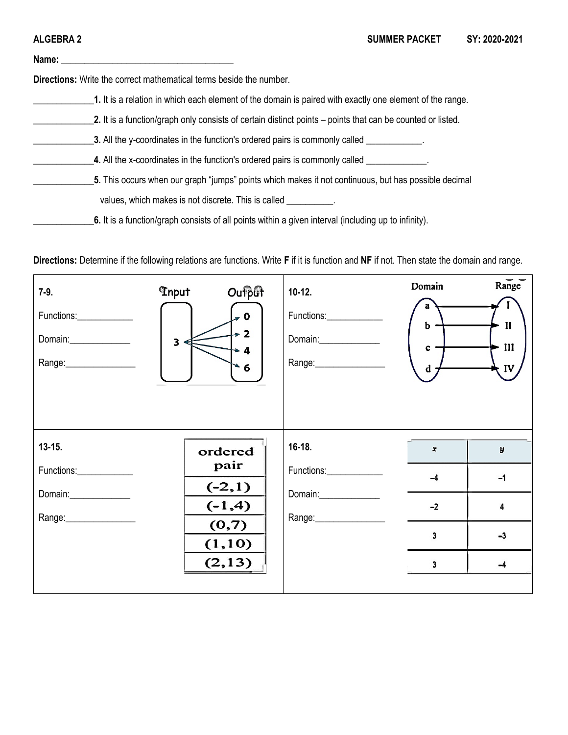**ALGEBRA 2** **SUMMER PACKET** **SY: 2020-2021**

**Name:** ______________________________________

**Directions:** Write the correct mathematical terms beside the number.

_____________**1.** It is a relation in which each element of the domain is paired with exactly one element of the range.

_____________**2.** It is a function/graph only consists of certain distinct points – points that can be counted or listed.

_____________**3.** All the y-coordinates in the function's ordered pairs is commonly called ____________.

_____________**4.** All the x-coordinates in the function's ordered pairs is commonly called _____________.

_____________**5.** This occurs when our graph "jumps" points which makes it not continuous, but has possible decimal values, which makes is not discrete. This is called __________.

_____________**6.** It is a function/graph consists of all points within a given interval (including up to infinity).

**Directions:** Determine if the following relations are functions. Write **F** if it is function and **NF** if not. Then state the domain and range.

**7-9.**

Functions:____________

Domain:_____________

Range:_______________

| Input | Output |
|---|---|
| 3 | 0 |
| 3 | 2 |
| 3 | 4 |
| 3 | 6 |

**10-12.**

Functions:____________

Domain:_____________

Range:_______________

| Domain | Range |
|---|---|
| a | I |
| b | II |
| c | III |
| d | IV |

**13-15.**

Functions:____________

Domain:_____________

Range:_______________

| ordered pair |
|---|
| (-2,1) |
| (-1,4) |
| (0,7) |
| (1,10) |
| (2,13) |

**16-18.**

Functions:____________

Domain:_____________

Range:_______________

| $x$ | $y$ |
|---|---|
| –4 | –1 |
| –2 | 4 |
| 3 | –3 |
| 3 | –4 |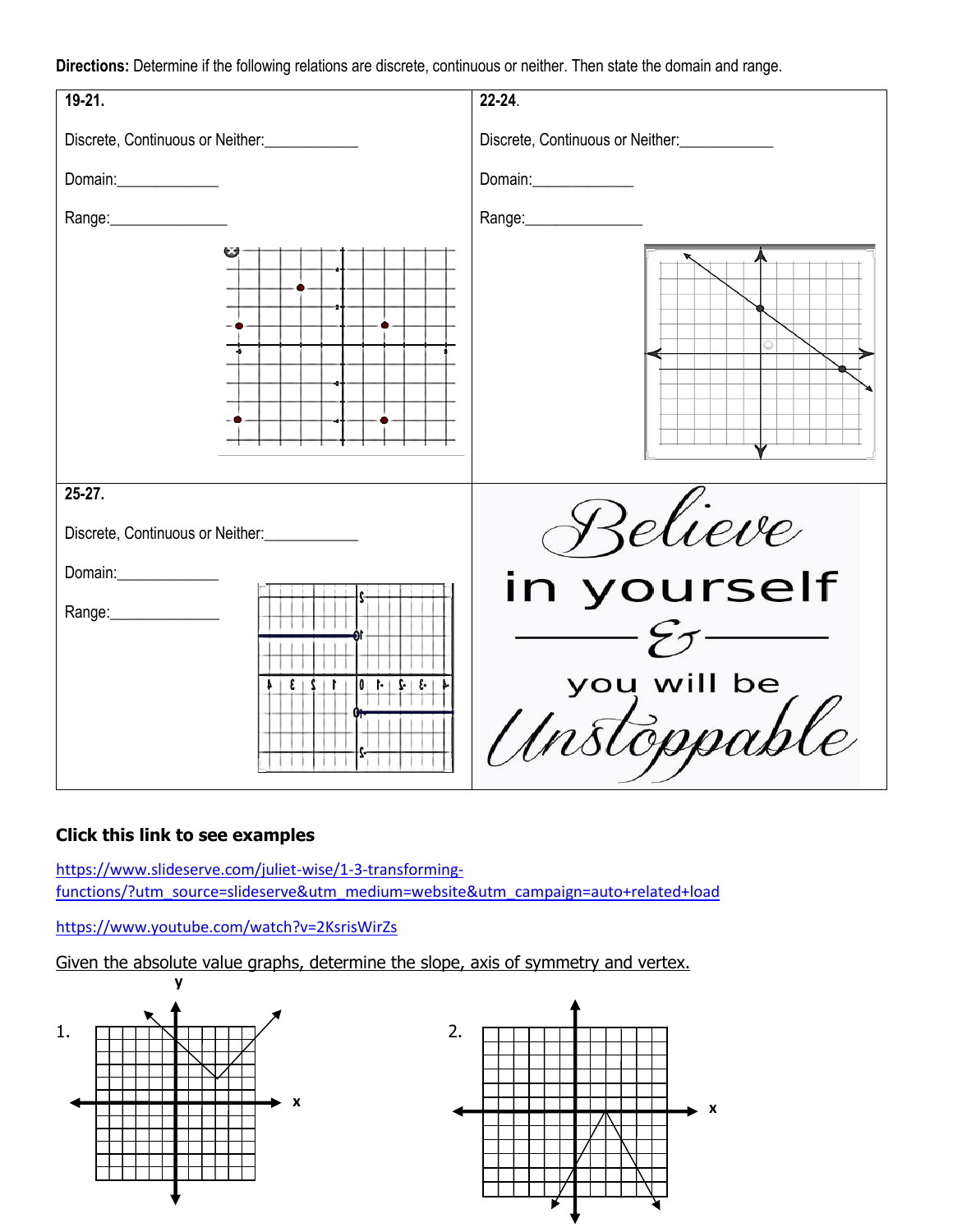**Directions:** Determine if the following relations are discrete, continuous or neither. Then state the domain and range.

| **19-21.** | **22-24.** |
| --- | --- |
| Discrete, Continuous or Neither:____________ | Discrete, Continuous or Neither:____________ |
| Domain:_____________ | Domain:_____________ |
| Range:_______________ | Range:_______________ |

**25-27.**

Discrete, Continuous or Neither:____________

Domain:_____________

Range:______________

Believe in yourself & you will be Unstoppable

### Click this link to see examples

https://www.slideserve.com/juliet-wise/1-3-transforming-functions/?utm_source=slideserve&utm_medium=website&utm_campaign=auto+related+load

https://www.youtube.com/watch?v=2KsrisWirZs

Given the absolute value graphs, determine the slope, axis of symmetry and vertex.

1.

2.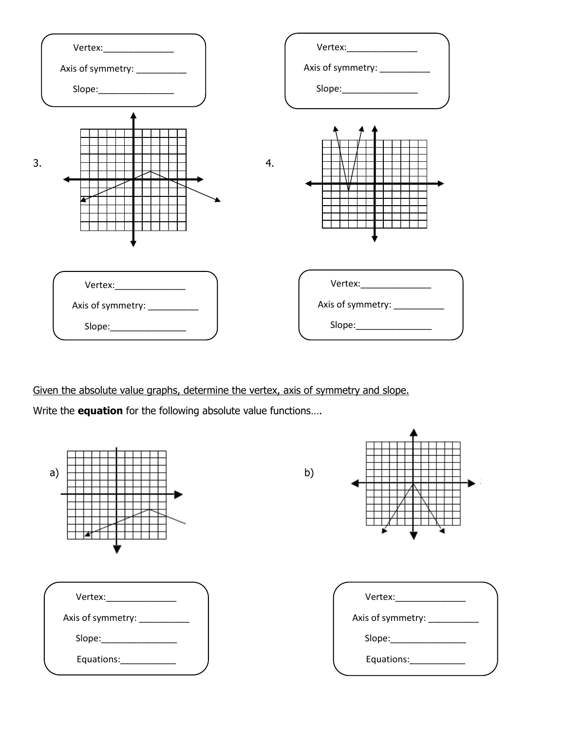Vertex:______________

Axis of symmetry: __________

Slope:_______________

Vertex:______________

Axis of symmetry: __________

Slope:_______________

3.

4.

Vertex:______________

Axis of symmetry: __________

Slope:_______________

Vertex:______________

Axis of symmetry: __________

Slope:_______________

Given the absolute value graphs, determine the vertex, axis of symmetry and slope.

Write the **equation** for the following absolute value functions….

a)

b)

Vertex:______________

Axis of symmetry: __________

Slope:_______________

Equations:___________

Vertex:______________

Axis of symmetry: __________

Slope:_______________

Equations:___________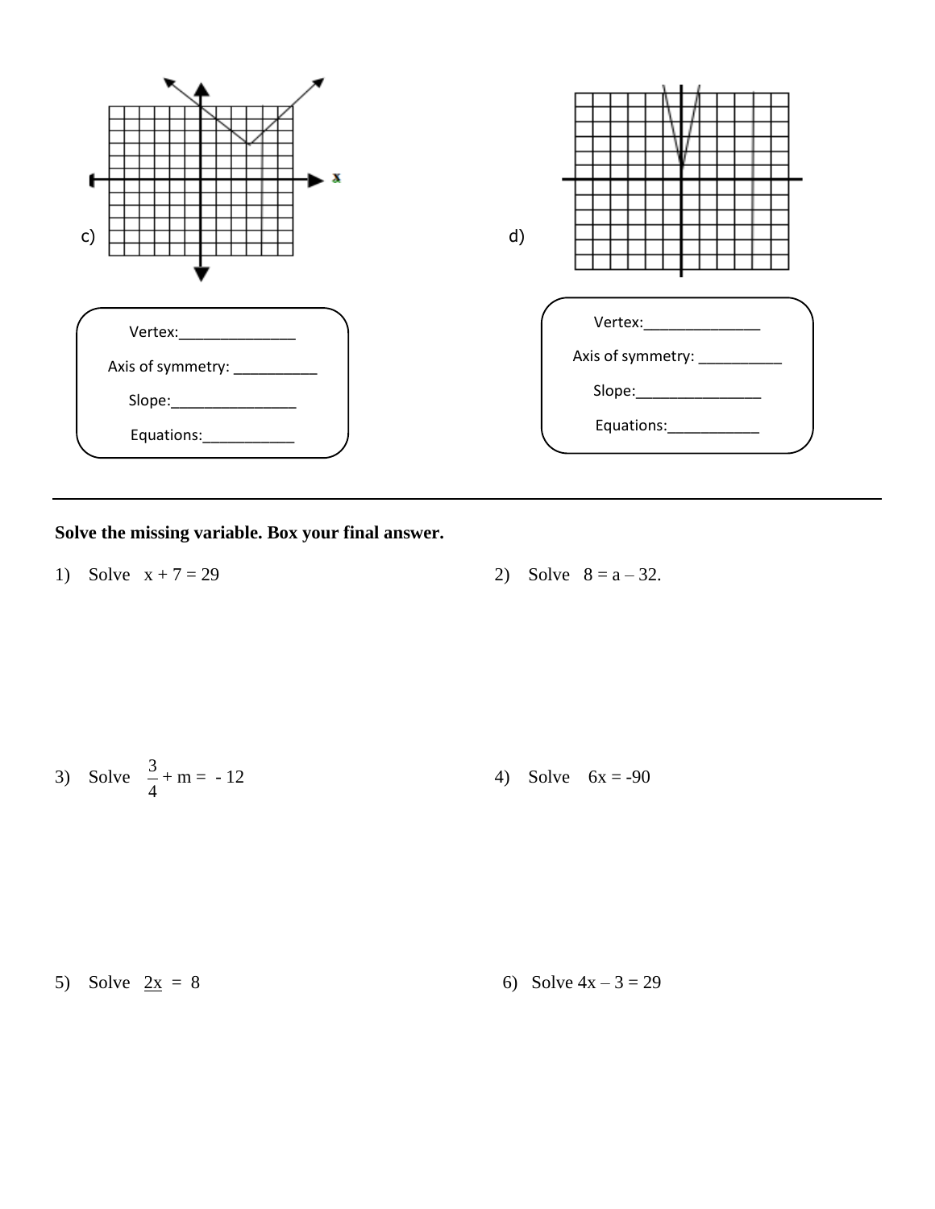c)

Vertex:_______________

Axis of symmetry: ___________

Slope:_________________

Equations:____________

d)

Vertex:_______________

Axis of symmetry: ___________

Slope:_________________

Equations:____________

---

**Solve the missing variable. Box your final answer.**

1) Solve $x + 7 = 29$

2) Solve $8 = a - 32$.

3) Solve $\frac{3}{4} + m = -12$

4) Solve $6x = -90$

5) Solve $\underline{2x} = 8$

6) Solve $4x - 3 = 29$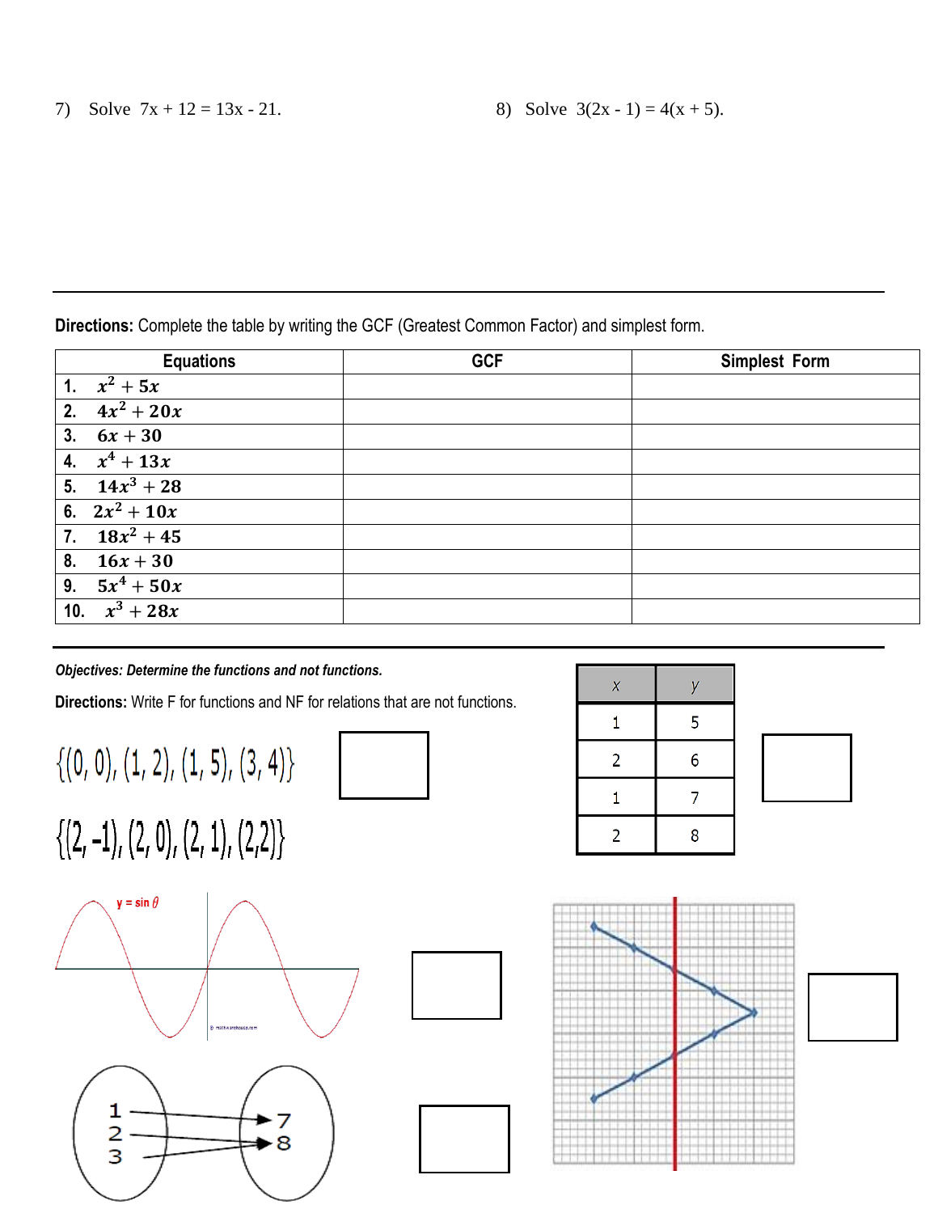7) Solve $7x + 12 = 13x - 21$.

8) Solve $3(2x - 1) = 4(x + 5)$.

---

**Directions:** Complete the table by writing the GCF (Greatest Common Factor) and simplest form.

| Equations | GCF | Simplest Form |
|---|---|---|
| 1. $x^2 + 5x$ | | |
| 2. $4x^2 + 20x$ | | |
| 3. $6x + 30$ | | |
| 4. $x^4 + 13x$ | | |
| 5. $14x^3 + 28$ | | |
| 6. $2x^2 + 10x$ | | |
| 7. $18x^2 + 45$ | | |
| 8. $16x + 30$ | | |
| 9. $5x^4 + 50x$ | | |
| 10. $x^3 + 28x$ | | |

---

***Objectives: Determine the functions and not functions.***

**Directions:** Write F for functions and NF for relations that are not functions.

$\{(0, 0), (1, 2), (1, 5), (3, 4)\}$ ☐

$\{(2, -1), (2, 0), (2, 1), (2, 2)\}$

| x | y |
|---|---|
| 1 | 5 |
| 2 | 6 |
| 1 | 7 |
| 2 | 8 |

☐

y = sin θ ☐

☐

1, 2, 3 → 7, 8 ☐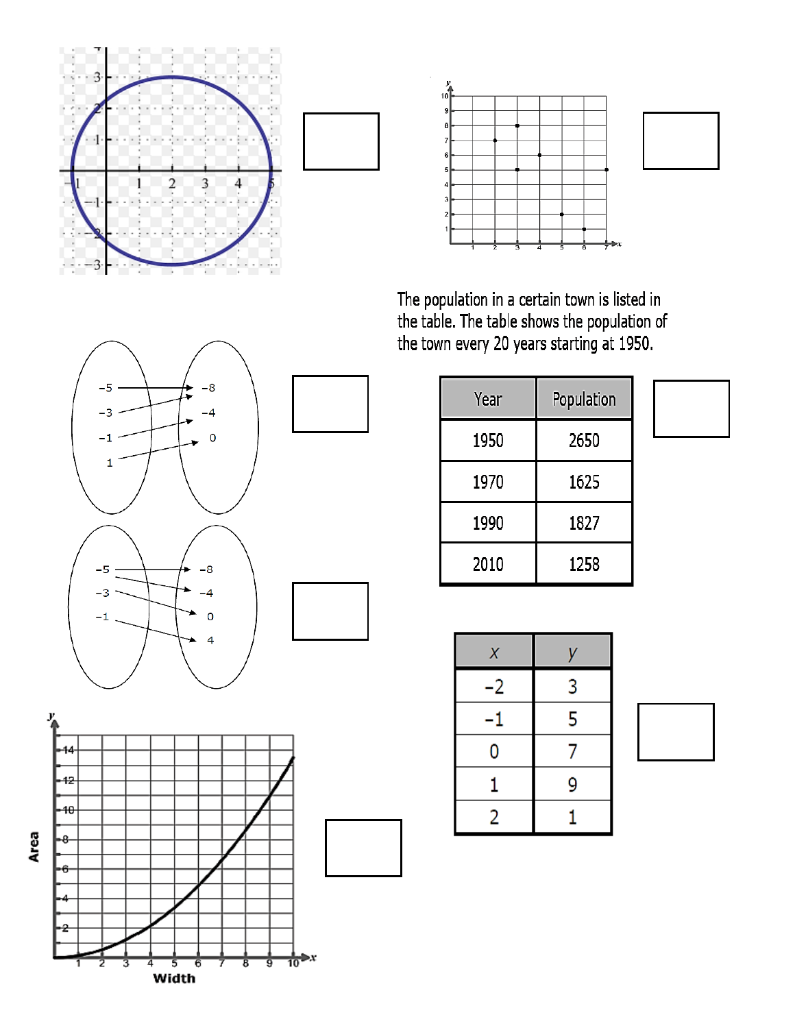The population in a certain town is listed in the table. The table shows the population of the town every 20 years starting at 1950.

| Year | Population |
| --- | --- |
| 1950 | 2650 |
| 1970 | 1625 |
| 1990 | 1827 |
| 2010 | 1258 |

| $x$ | $y$ |
| --- | --- |
| −2 | 3 |
| −1 | 5 |
| 0 | 7 |
| 1 | 9 |
| 2 | 1 |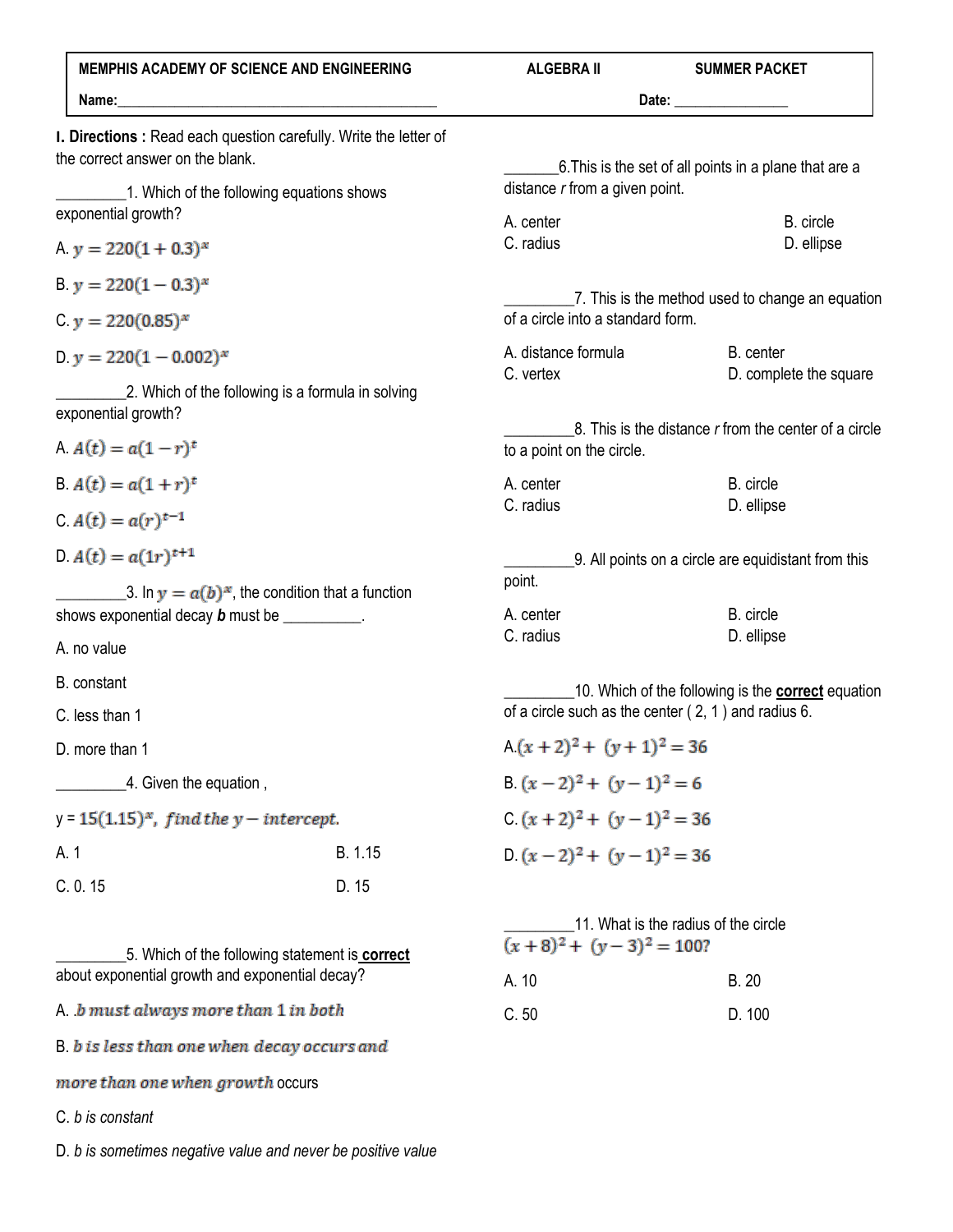**MEMPHIS ACADEMY OF SCIENCE AND ENGINEERING** **ALGEBRA II** **SUMMER PACKET**

**Name:**_____________________________________________ **Date:** ________________

**I. Directions :** Read each question carefully. Write the letter of the correct answer on the blank.

_________1. Which of the following equations shows exponential growth?

A. $y = 220(1 + 0.3)^x$

B. $y = 220(1 - 0.3)^x$

C. $y = 220(0.85)^x$

D. $y = 220(1 - 0.002)^x$

_________2. Which of the following is a formula in solving exponential growth?

A. $A(t) = a(1 - r)^t$

B. $A(t) = a(1 + r)^t$

C. $A(t) = a(r)^{t-1}$

D. $A(t) = a(1r)^{t+1}$

_________3. In $y = a(b)^x$, the condition that a function shows exponential decay ***b*** must be __________.

A. no value

B. constant

C. less than 1

D. more than 1

_________4. Given the equation ,

y = $15(1.15)^x$, *find the y − intercept.*

A. 1 B. 1.15

C. 0. 15 D. 15

_________5. Which of the following statement is **correct** about exponential growth and exponential decay?

A. *.b must always more than 1 in both*

B. *b is less than one when decay occurs and more than one when growth* occurs

C. *b is constant*

D. *b is sometimes negative value and never be positive value*

_______6.This is the set of all points in a plane that are a distance *r* from a given point.

A. center B. circle
C. radius D. ellipse

_________7. This is the method used to change an equation of a circle into a standard form.

A. distance formula B. center
C. vertex D. complete the square

_________8. This is the distance *r* from the center of a circle to a point on the circle.

A. center B. circle
C. radius D. ellipse

_________9. All points on a circle are equidistant from this point.

A. center B. circle
C. radius D. ellipse

_________10. Which of the following is the **correct** equation of a circle such as the center ( 2, 1 ) and radius 6.

A. $(x + 2)^2 + (y + 1)^2 = 36$

B. $(x - 2)^2 + (y - 1)^2 = 6$

C. $(x + 2)^2 + (y - 1)^2 = 36$

D. $(x - 2)^2 + (y - 1)^2 = 36$

_________11. What is the radius of the circle $(x + 8)^2 + (y - 3)^2 = 100$?

A. 10 B. 20

C. 50 D. 100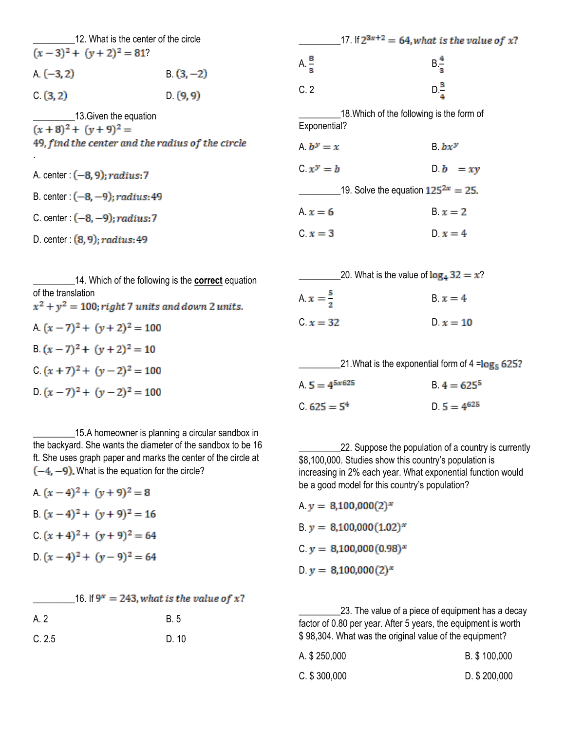________12. What is the center of the circle $(x-3)^2 + (y+2)^2 = 81$?

A. $(-3, 2)$

B. $(3, -2)$

C. $(3, 2)$

D. $(9, 9)$

________13.Given the equation $(x+8)^2 + (y+9)^2 = 49$, *find the center and the radius of the circle*

.

A. center : $(-8, 9)$; *radius*: $7$

B. center : $(-8, -9)$; *radius*: $49$

C. center : $(-8, -9)$; *radius*: $7$

D. center : $(8, 9)$; *radius*: $49$

________14. Which of the following is the **correct** equation of the translation $x^2 + y^2 = 100$; *right 7 units and down 2 units.*

A. $(x-7)^2 + (y+2)^2 = 100$

B. $(x-7)^2 + (y+2)^2 = 10$

C. $(x+7)^2 + (y-2)^2 = 100$

D. $(x-7)^2 + (y-2)^2 = 100$

________15.A homeowner is planning a circular sandbox in the backyard. She wants the diameter of the sandbox to be 16 ft. She uses graph paper and marks the center of the circle at $(-4, -9)$. What is the equation for the circle?

A. $(x-4)^2 + (y+9)^2 = 8$

B. $(x-4)^2 + (y+9)^2 = 16$

C. $(x+4)^2 + (y+9)^2 = 64$

D. $(x-4)^2 + (y-9)^2 = 64$

________16. If $9^x = 243$, *what is the value of* $x$?

A. 2

B. 5

C. 2.5

D. 10

________17. If $2^{3x+2} = 64$, *what is the value of* $x$?

A. $\frac{8}{3}$

B. $\frac{4}{3}$

C. 2

D. $\frac{3}{4}$

________18.Which of the following is the form of Exponential?

A. $b^y = x$

B. $bx^y$

C. $x^y = b$

D. $b \quad = xy$

________19. Solve the equation $125^{2x} = 25$.

A. $x = 6$

B. $x = 2$

C. $x = 3$

D. $x = 4$

________20. What is the value of $\log_4 32 = x$?

A. $x = \frac{5}{2}$

B. $x = 4$

C. $x = 32$

D. $x = 10$

________21.What is the exponential form of 4 $= \log_5 625$?

A. $5 = 4^{5x625}$

B. $4 = 625^5$

C. $625 = 5^4$

D. $5 = 4^{625}$

________22. Suppose the population of a country is currently $8,100,000. Studies show this country's population is increasing in 2% each year. What exponential function would be a good model for this country's population?

A. $y = 8{,}100{,}000(2)^x$

B. $y = 8{,}100{,}000(1.02)^x$

C. $y = 8{,}100{,}000(0.98)^x$

D. $y = 8{,}100{,}000(2)^x$

________23. The value of a piece of equipment has a decay factor of 0.80 per year. After 5 years, the equipment is worth $ 98,304. What was the original value of the equipment?

A. $ 250,000

B. $ 100,000

C. $ 300,000

D. $ 200,000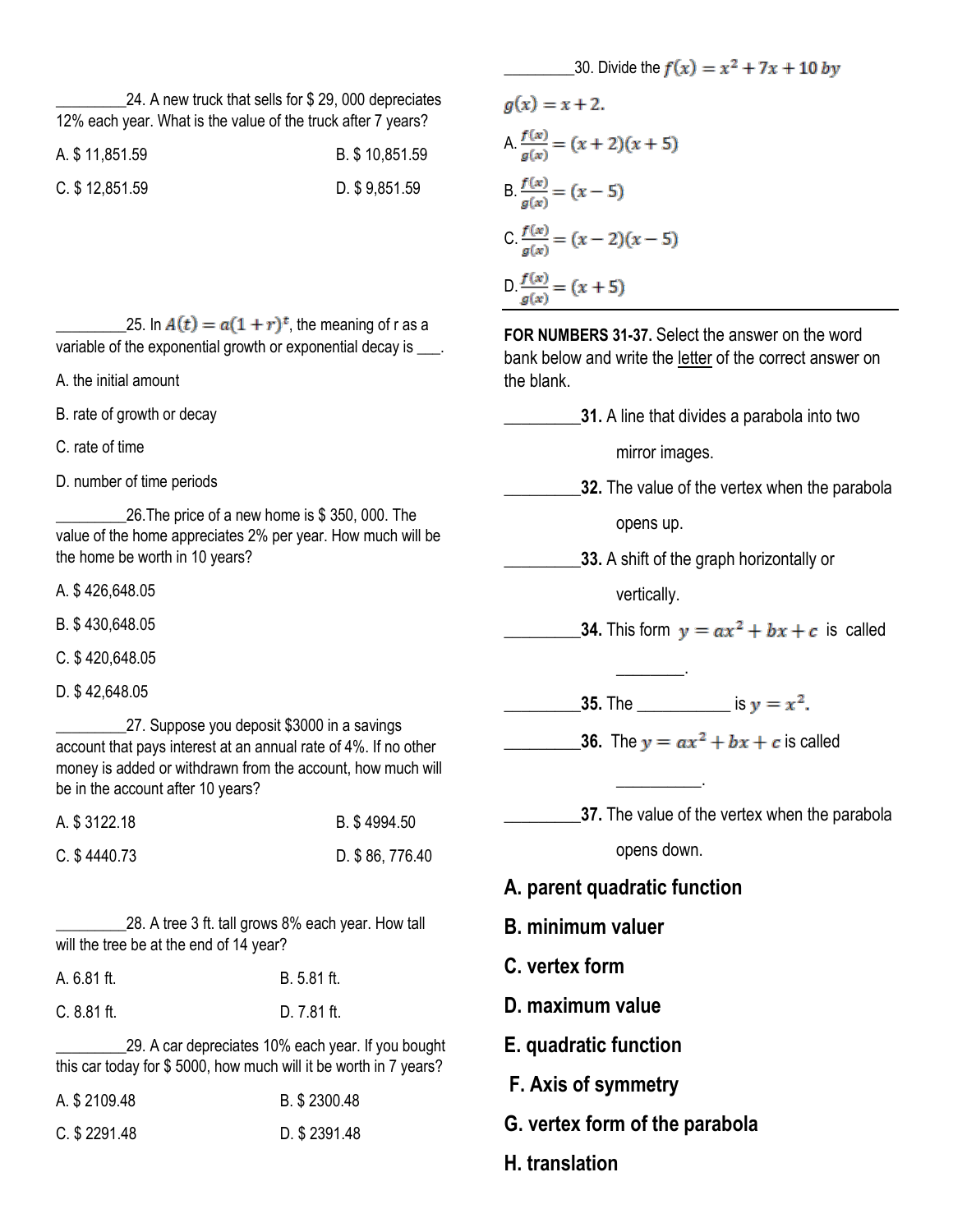_________24. A new truck that sells for $ 29, 000 depreciates 12% each year. What is the value of the truck after 7 years?

A. $ 11,851.59 B. $ 10,851.59

C. $ 12,851.59 D. $ 9,851.59

_________25. In $A(t) = a(1+r)^t$, the meaning of r as a variable of the exponential growth or exponential decay is ___.

A. the initial amount

B. rate of growth or decay

C. rate of time

D. number of time periods

_________26.The price of a new home is $ 350, 000. The value of the home appreciates 2% per year. How much will be the home be worth in 10 years?

A. $ 426,648.05

B. $ 430,648.05

C. $ 420,648.05

D. $ 42,648.05

_________27. Suppose you deposit $3000 in a savings account that pays interest at an annual rate of 4%. If no other money is added or withdrawn from the account, how much will be in the account after 10 years?

A. $ 3122.18 B. $ 4994.50

C. $ 4440.73 D. $ 86, 776.40

_________28. A tree 3 ft. tall grows 8% each year. How tall will the tree be at the end of 14 year?

A. 6.81 ft. B. 5.81 ft.

C. 8.81 ft. D. 7.81 ft.

_________29. A car depreciates 10% each year. If you bought this car today for $ 5000, how much will it be worth in 7 years?

A. $ 2109.48 B. $ 2300.48

C. $ 2291.48 D. $ 2391.48

_________30. Divide the $f(x) = x^2 + 7x + 10$ by $g(x) = x + 2$.

A. $\frac{f(x)}{g(x)} = (x+2)(x+5)$

B. $\frac{f(x)}{g(x)} = (x-5)$

C. $\frac{f(x)}{g(x)} = (x-2)(x-5)$

D. $\frac{f(x)}{g(x)} = (x+5)$

**FOR NUMBERS 31-37.** Select the answer on the word bank below and write the letter of the correct answer on the blank.

_________**31.** A line that divides a parabola into two mirror images.

_________**32.** The value of the vertex when the parabola opens up.

_________**33.** A shift of the graph horizontally or vertically.

_________**34.** This form $y = ax^2 + bx + c$ is called ________.

_________**35.** The __________ is $y = x^2$.

_________**36.** The $y = ax^2 + bx + c$ is called __________.

_________**37.** The value of the vertex when the parabola opens down.

**A. parent quadratic function**

**B. minimum valuer**

**C. vertex form**

**D. maximum value**

**E. quadratic function**

**F. Axis of symmetry**

**G. vertex form of the parabola**

**H. translation**